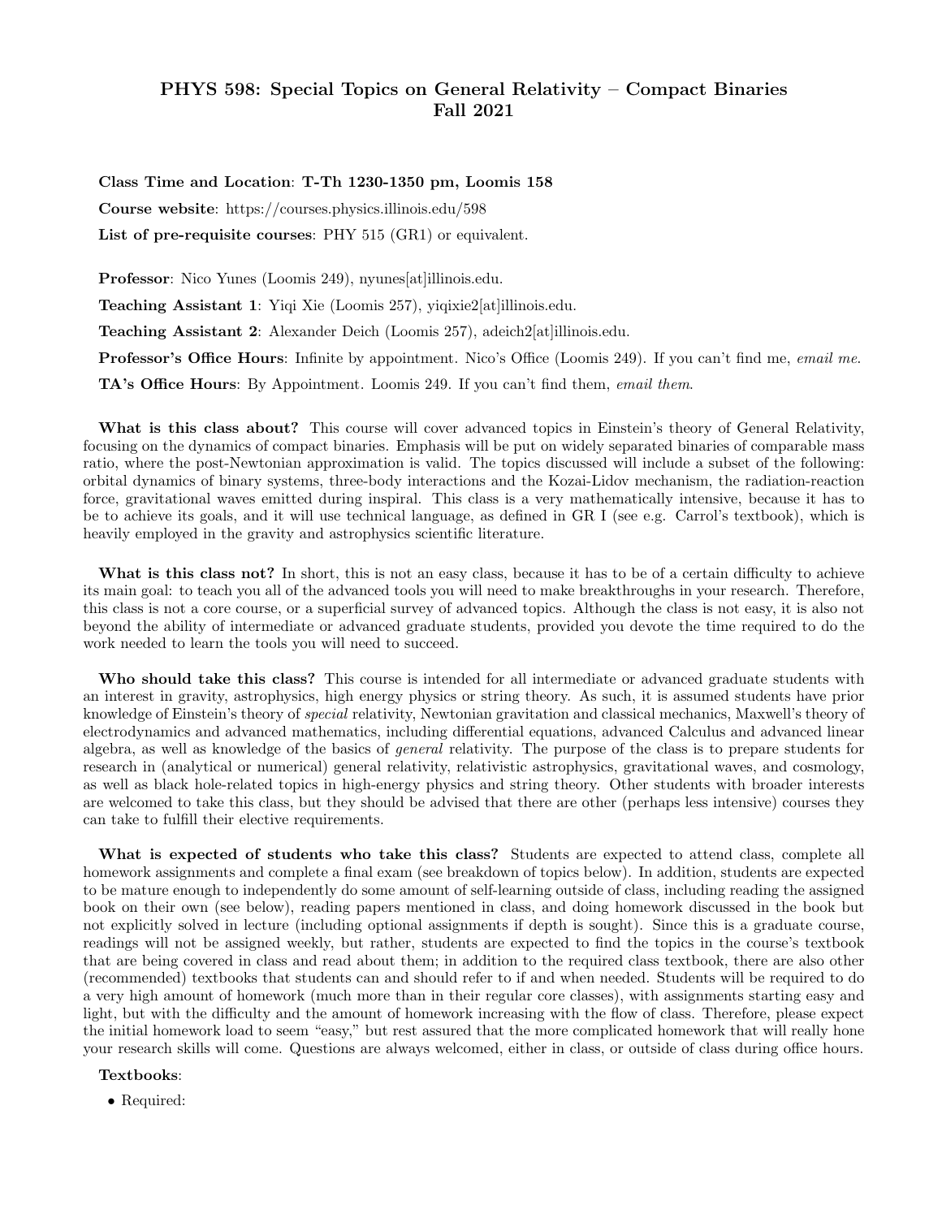# PHYS 598: Special Topics on General Relativity – Compact Binaries
# Fall 2021

**Class Time and Location**: **T-Th 1230-1350 pm, Loomis 158**

**Course website**: https://courses.physics.illinois.edu/598

**List of pre-requisite courses**: PHY 515 (GR1) or equivalent.

**Professor**: Nico Yunes (Loomis 249), nyunes[at]illinois.edu.

**Teaching Assistant 1**: Yiqi Xie (Loomis 257), yiqixie2[at]illinois.edu.

**Teaching Assistant 2**: Alexander Deich (Loomis 257), adeich2[at]illinois.edu.

**Professor's Office Hours**: Infinite by appointment. Nico's Office (Loomis 249). If you can't find me, *email me*.

**TA's Office Hours**: By Appointment. Loomis 249. If you can't find them, *email them*.

**What is this class about?** This course will cover advanced topics in Einstein's theory of General Relativity, focusing on the dynamics of compact binaries. Emphasis will be put on widely separated binaries of comparable mass ratio, where the post-Newtonian approximation is valid. The topics discussed will include a subset of the following: orbital dynamics of binary systems, three-body interactions and the Kozai-Lidov mechanism, the radiation-reaction force, gravitational waves emitted during inspiral. This class is a very mathematically intensive, because it has to be to achieve its goals, and it will use technical language, as defined in GR I (see e.g. Carrol's textbook), which is heavily employed in the gravity and astrophysics scientific literature.

**What is this class not?** In short, this is not an easy class, because it has to be of a certain difficulty to achieve its main goal: to teach you all of the advanced tools you will need to make breakthroughs in your research. Therefore, this class is not a core course, or a superficial survey of advanced topics. Although the class is not easy, it is also not beyond the ability of intermediate or advanced graduate students, provided you devote the time required to do the work needed to learn the tools you will need to succeed.

**Who should take this class?** This course is intended for all intermediate or advanced graduate students with an interest in gravity, astrophysics, high energy physics or string theory. As such, it is assumed students have prior knowledge of Einstein's theory of *special* relativity, Newtonian gravitation and classical mechanics, Maxwell's theory of electrodynamics and advanced mathematics, including differential equations, advanced Calculus and advanced linear algebra, as well as knowledge of the basics of *general* relativity. The purpose of the class is to prepare students for research in (analytical or numerical) general relativity, relativistic astrophysics, gravitational waves, and cosmology, as well as black hole-related topics in high-energy physics and string theory. Other students with broader interests are welcomed to take this class, but they should be advised that there are other (perhaps less intensive) courses they can take to fulfill their elective requirements.

**What is expected of students who take this class?** Students are expected to attend class, complete all homework assignments and complete a final exam (see breakdown of topics below). In addition, students are expected to be mature enough to independently do some amount of self-learning outside of class, including reading the assigned book on their own (see below), reading papers mentioned in class, and doing homework discussed in the book but not explicitly solved in lecture (including optional assignments if depth is sought). Since this is a graduate course, readings will not be assigned weekly, but rather, students are expected to find the topics in the course's textbook that are being covered in class and read about them; in addition to the required class textbook, there are also other (recommended) textbooks that students can and should refer to if and when needed. Students will be required to do a very high amount of homework (much more than in their regular core classes), with assignments starting easy and light, but with the difficulty and the amount of homework increasing with the flow of class. Therefore, please expect the initial homework load to seem "easy," but rest assured that the more complicated homework that will really hone your research skills will come. Questions are always welcomed, either in class, or outside of class during office hours.

**Textbooks**:

- Required: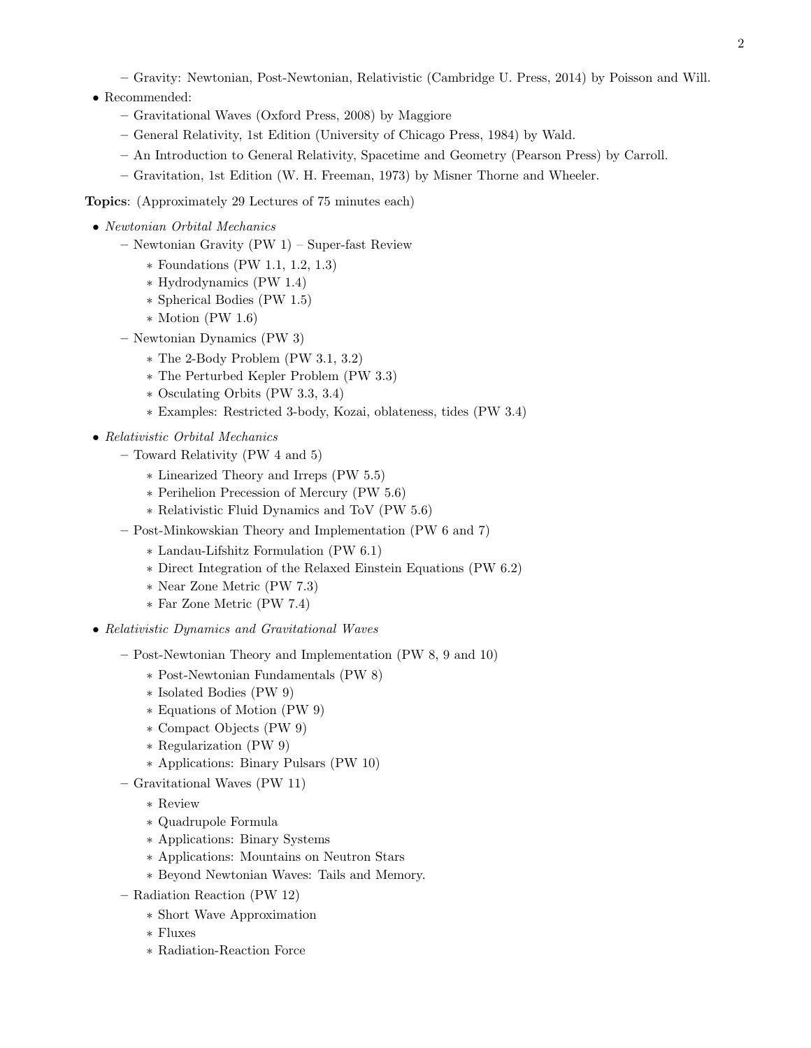- Gravity: Newtonian, Post-Newtonian, Relativistic (Cambridge U. Press, 2014) by Poisson and Will.
- Recommended:
  - Gravitational Waves (Oxford Press, 2008) by Maggiore
  - General Relativity, 1st Edition (University of Chicago Press, 1984) by Wald.
  - An Introduction to General Relativity, Spacetime and Geometry (Pearson Press) by Carroll.
  - Gravitation, 1st Edition (W. H. Freeman, 1973) by Misner Thorne and Wheeler.

**Topics**: (Approximately 29 Lectures of 75 minutes each)

- *Newtonian Orbital Mechanics*
  - Newtonian Gravity (PW 1) – Super-fast Review
    - Foundations (PW 1.1, 1.2, 1.3)
    - Hydrodynamics (PW 1.4)
    - Spherical Bodies (PW 1.5)
    - Motion (PW 1.6)
  - Newtonian Dynamics (PW 3)
    - The 2-Body Problem (PW 3.1, 3.2)
    - The Perturbed Kepler Problem (PW 3.3)
    - Osculating Orbits (PW 3.3, 3.4)
    - Examples: Restricted 3-body, Kozai, oblateness, tides (PW 3.4)
- *Relativistic Orbital Mechanics*
  - Toward Relativity (PW 4 and 5)
    - Linearized Theory and Irreps (PW 5.5)
    - Perihelion Precession of Mercury (PW 5.6)
    - Relativistic Fluid Dynamics and ToV (PW 5.6)
  - Post-Minkowskian Theory and Implementation (PW 6 and 7)
    - Landau-Lifshitz Formulation (PW 6.1)
    - Direct Integration of the Relaxed Einstein Equations (PW 6.2)
    - Near Zone Metric (PW 7.3)
    - Far Zone Metric (PW 7.4)
- *Relativistic Dynamics and Gravitational Waves*
  - Post-Newtonian Theory and Implementation (PW 8, 9 and 10)
    - Post-Newtonian Fundamentals (PW 8)
    - Isolated Bodies (PW 9)
    - Equations of Motion (PW 9)
    - Compact Objects (PW 9)
    - Regularization (PW 9)
    - Applications: Binary Pulsars (PW 10)
  - Gravitational Waves (PW 11)
    - Review
    - Quadrupole Formula
    - Applications: Binary Systems
    - Applications: Mountains on Neutron Stars
    - Beyond Newtonian Waves: Tails and Memory.
  - Radiation Reaction (PW 12)
    - Short Wave Approximation
    - Fluxes
    - Radiation-Reaction Force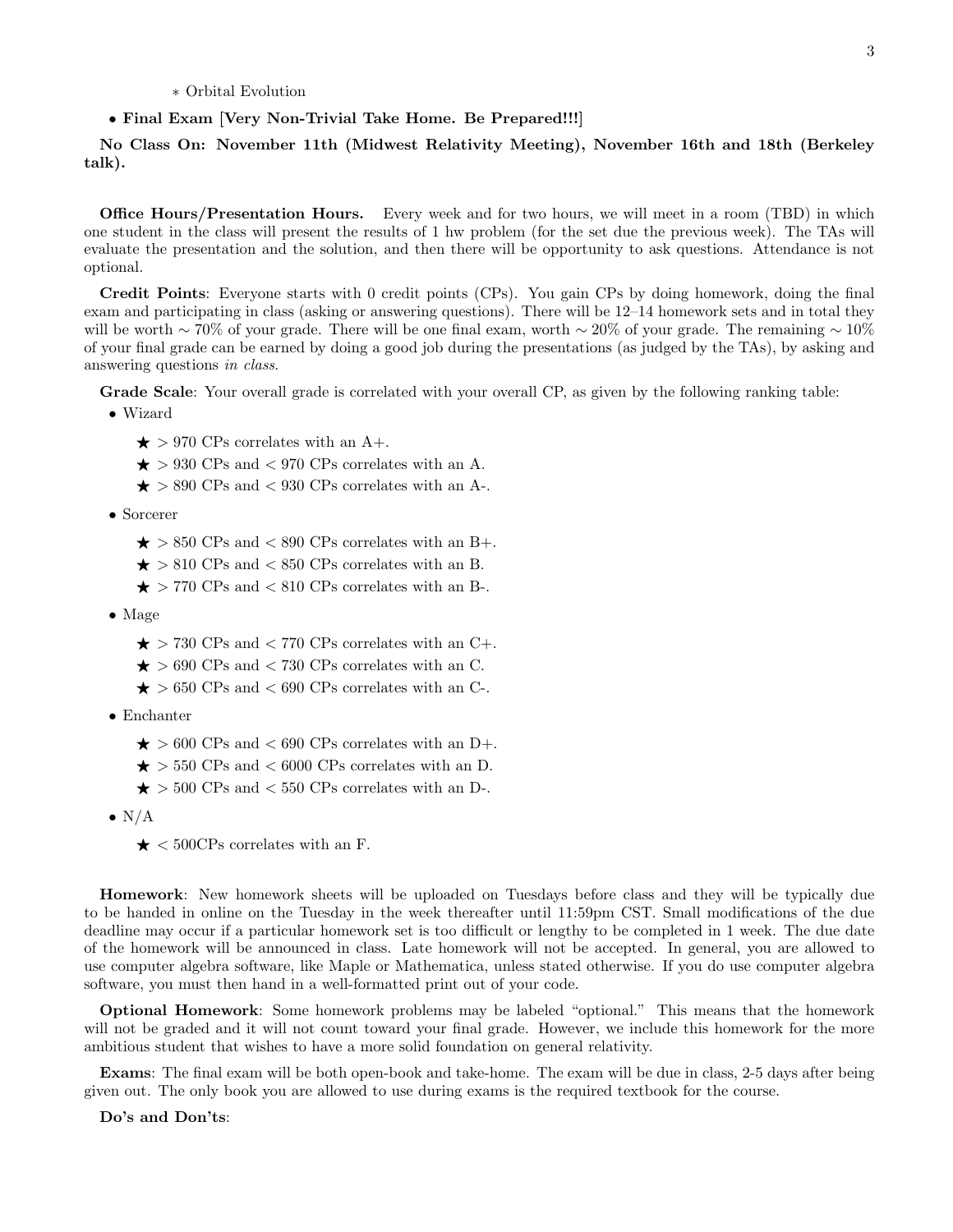* Orbital Evolution

- **Final Exam [Very Non-Trivial Take Home. Be Prepared!!!]**

**No Class On: November 11th (Midwest Relativity Meeting), November 16th and 18th (Berkeley talk).**

**Office Hours/Presentation Hours.** Every week and for two hours, we will meet in a room (TBD) in which one student in the class will present the results of 1 hw problem (for the set due the previous week). The TAs will evaluate the presentation and the solution, and then there will be opportunity to ask questions. Attendance is not optional.

**Credit Points**: Everyone starts with 0 credit points (CPs). You gain CPs by doing homework, doing the final exam and participating in class (asking or answering questions). There will be 12–14 homework sets and in total they will be worth $\sim 70\%$ of your grade. There will be one final exam, worth $\sim 20\%$ of your grade. The remaining $\sim 10\%$ of your final grade can be earned by doing a good job during the presentations (as judged by the TAs), by asking and answering questions *in class*.

**Grade Scale**: Your overall grade is correlated with your overall CP, as given by the following ranking table:

- Wizard
  - ★ $> 970$ CPs correlates with an A+.
  - ★ $> 930$ CPs and $< 970$ CPs correlates with an A.
  - ★ $> 890$ CPs and $< 930$ CPs correlates with an A-.
- Sorcerer
  - ★ $> 850$ CPs and $< 890$ CPs correlates with an B+.
  - ★ $> 810$ CPs and $< 850$ CPs correlates with an B.
  - ★ $> 770$ CPs and $< 810$ CPs correlates with an B-.
- Mage
  - ★ $> 730$ CPs and $< 770$ CPs correlates with an C+.
  - ★ $> 690$ CPs and $< 730$ CPs correlates with an C.
  - ★ $> 650$ CPs and $< 690$ CPs correlates with an C-.
- Enchanter
  - ★ $> 600$ CPs and $< 690$ CPs correlates with an D+.
  - ★ $> 550$ CPs and $< 6000$ CPs correlates with an D.
  - ★ $> 500$ CPs and $< 550$ CPs correlates with an D-.
- N/A
  - ★ $< 500$CPs correlates with an F.

**Homework**: New homework sheets will be uploaded on Tuesdays before class and they will be typically due to be handed in online on the Tuesday in the week thereafter until 11:59pm CST. Small modifications of the due deadline may occur if a particular homework set is too difficult or lengthy to be completed in 1 week. The due date of the homework will be announced in class. Late homework will not be accepted. In general, you are allowed to use computer algebra software, like Maple or Mathematica, unless stated otherwise. If you do use computer algebra software, you must then hand in a well-formatted print out of your code.

**Optional Homework**: Some homework problems may be labeled "optional." This means that the homework will not be graded and it will not count toward your final grade. However, we include this homework for the more ambitious student that wishes to have a more solid foundation on general relativity.

**Exams**: The final exam will be both open-book and take-home. The exam will be due in class, 2-5 days after being given out. The only book you are allowed to use during exams is the required textbook for the course.

**Do's and Don'ts**: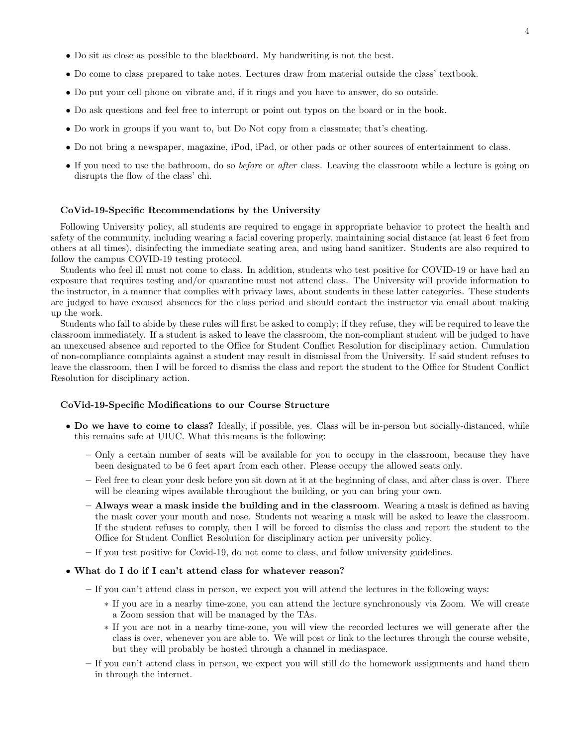- Do sit as close as possible to the blackboard. My handwriting is not the best.
- Do come to class prepared to take notes. Lectures draw from material outside the class' textbook.
- Do put your cell phone on vibrate and, if it rings and you have to answer, do so outside.
- Do ask questions and feel free to interrupt or point out typos on the board or in the book.
- Do work in groups if you want to, but Do Not copy from a classmate; that's cheating.
- Do not bring a newspaper, magazine, iPod, iPad, or other pads or other sources of entertainment to class.
- If you need to use the bathroom, do so *before* or *after* class. Leaving the classroom while a lecture is going on disrupts the flow of the class' chi.

### CoVid-19-Specific Recommendations by the University

Following University policy, all students are required to engage in appropriate behavior to protect the health and safety of the community, including wearing a facial covering properly, maintaining social distance (at least 6 feet from others at all times), disinfecting the immediate seating area, and using hand sanitizer. Students are also required to follow the campus COVID-19 testing protocol.

Students who feel ill must not come to class. In addition, students who test positive for COVID-19 or have had an exposure that requires testing and/or quarantine must not attend class. The University will provide information to the instructor, in a manner that complies with privacy laws, about students in these latter categories. These students are judged to have excused absences for the class period and should contact the instructor via email about making up the work.

Students who fail to abide by these rules will first be asked to comply; if they refuse, they will be required to leave the classroom immediately. If a student is asked to leave the classroom, the non-compliant student will be judged to have an unexcused absence and reported to the Office for Student Conflict Resolution for disciplinary action. Cumulation of non-compliance complaints against a student may result in dismissal from the University. If said student refuses to leave the classroom, then I will be forced to dismiss the class and report the student to the Office for Student Conflict Resolution for disciplinary action.

### CoVid-19-Specific Modifications to our Course Structure

- **Do we have to come to class?** Ideally, if possible, yes. Class will be in-person but socially-distanced, while this remains safe at UIUC. What this means is the following:
  - Only a certain number of seats will be available for you to occupy in the classroom, because they have been designated to be 6 feet apart from each other. Please occupy the allowed seats only.
  - Feel free to clean your desk before you sit down at it at the beginning of class, and after class is over. There will be cleaning wipes available throughout the building, or you can bring your own.
  - **Always wear a mask inside the building and in the classroom**. Wearing a mask is defined as having the mask cover your mouth and nose. Students not wearing a mask will be asked to leave the classroom. If the student refuses to comply, then I will be forced to dismiss the class and report the student to the Office for Student Conflict Resolution for disciplinary action per university policy.
  - If you test positive for Covid-19, do not come to class, and follow university guidelines.
- **What do I do if I can't attend class for whatever reason?**
  - If you can't attend class in person, we expect you will attend the lectures in the following ways:
    - If you are in a nearby time-zone, you can attend the lecture synchronously via Zoom. We will create a Zoom session that will be managed by the TAs.
    - If you are not in a nearby time-zone, you will view the recorded lectures we will generate after the class is over, whenever you are able to. We will post or link to the lectures through the course website, but they will probably be hosted through a channel in mediaspace.
  - If you can't attend class in person, we expect you will still do the homework assignments and hand them in through the internet.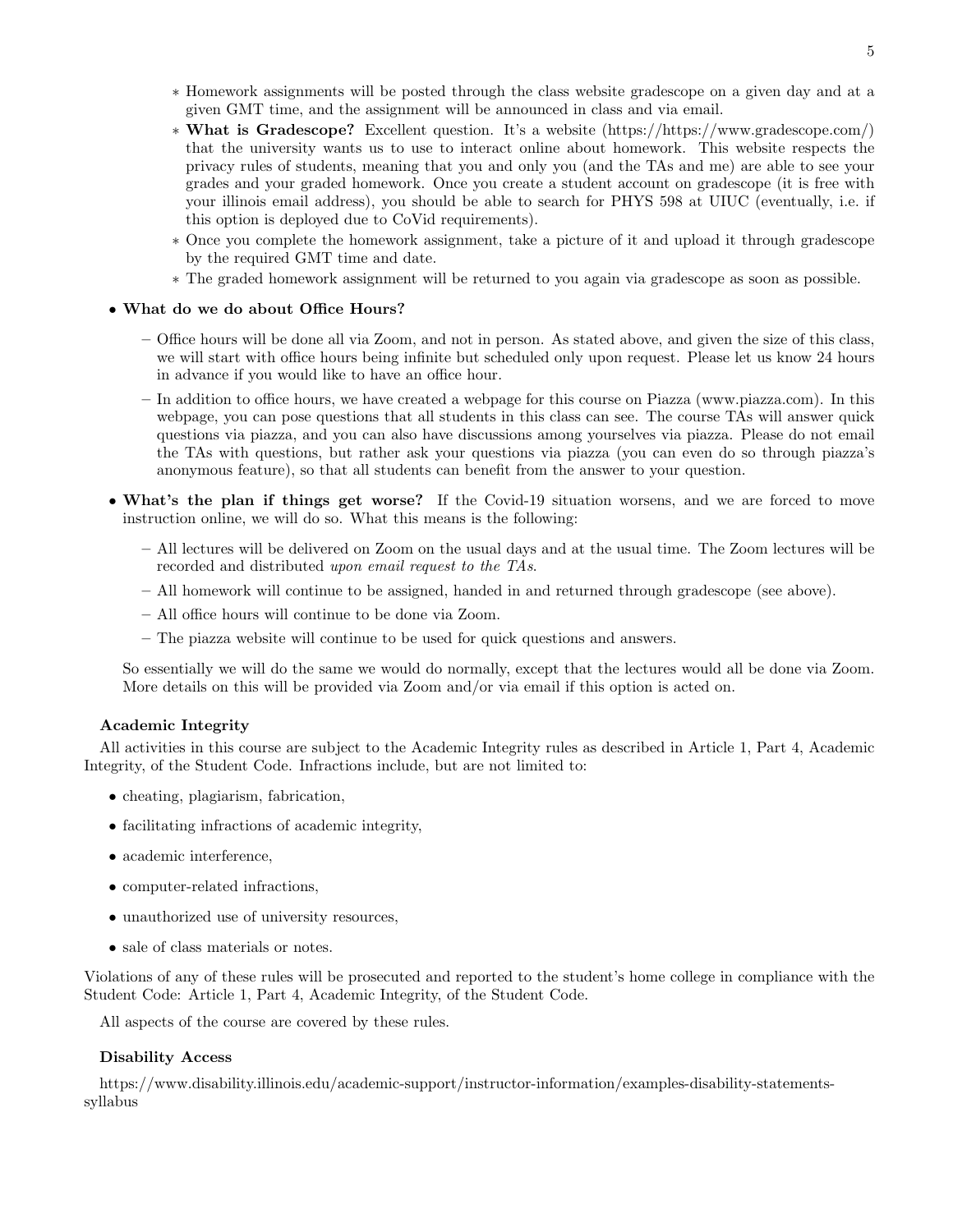* Homework assignments will be posted through the class website gradescope on a given day and at a given GMT time, and the assignment will be announced in class and via email.
    * **What is Gradescope?** Excellent question. It's a website (https://https://www.gradescope.com/) that the university wants us to use to interact online about homework. This website respects the privacy rules of students, meaning that you and only you (and the TAs and me) are able to see your grades and your graded homework. Once you create a student account on gradescope (it is free with your illinois email address), you should be able to search for PHYS 598 at UIUC (eventually, i.e. if this option is deployed due to CoVid requirements).
    * Once you complete the homework assignment, take a picture of it and upload it through gradescope by the required GMT time and date.
    * The graded homework assignment will be returned to you again via gradescope as soon as possible.

- **What do we do about Office Hours?**
  - Office hours will be done all via Zoom, and not in person. As stated above, and given the size of this class, we will start with office hours being infinite but scheduled only upon request. Please let us know 24 hours in advance if you would like to have an office hour.
  - In addition to office hours, we have created a webpage for this course on Piazza (www.piazza.com). In this webpage, you can pose questions that all students in this class can see. The course TAs will answer quick questions via piazza, and you can also have discussions among yourselves via piazza. Please do not email the TAs with questions, but rather ask your questions via piazza (you can even do so through piazza's anonymous feature), so that all students can benefit from the answer to your question.
- **What's the plan if things get worse?** If the Covid-19 situation worsens, and we are forced to move instruction online, we will do so. What this means is the following:
  - All lectures will be delivered on Zoom on the usual days and at the usual time. The Zoom lectures will be recorded and distributed *upon email request to the TAs*.
  - All homework will continue to be assigned, handed in and returned through gradescope (see above).
  - All office hours will continue to be done via Zoom.
  - The piazza website will continue to be used for quick questions and answers.

  So essentially we will do the same we would do normally, except that the lectures would all be done via Zoom. More details on this will be provided via Zoom and/or via email if this option is acted on.

### Academic Integrity

All activities in this course are subject to the Academic Integrity rules as described in Article 1, Part 4, Academic Integrity, of the Student Code. Infractions include, but are not limited to:

- cheating, plagiarism, fabrication,
- facilitating infractions of academic integrity,
- academic interference,
- computer-related infractions,
- unauthorized use of university resources,
- sale of class materials or notes.

Violations of any of these rules will be prosecuted and reported to the student's home college in compliance with the Student Code: Article 1, Part 4, Academic Integrity, of the Student Code.

All aspects of the course are covered by these rules.

### Disability Access

https://www.disability.illinois.edu/academic-support/instructor-information/examples-disability-statements-syllabus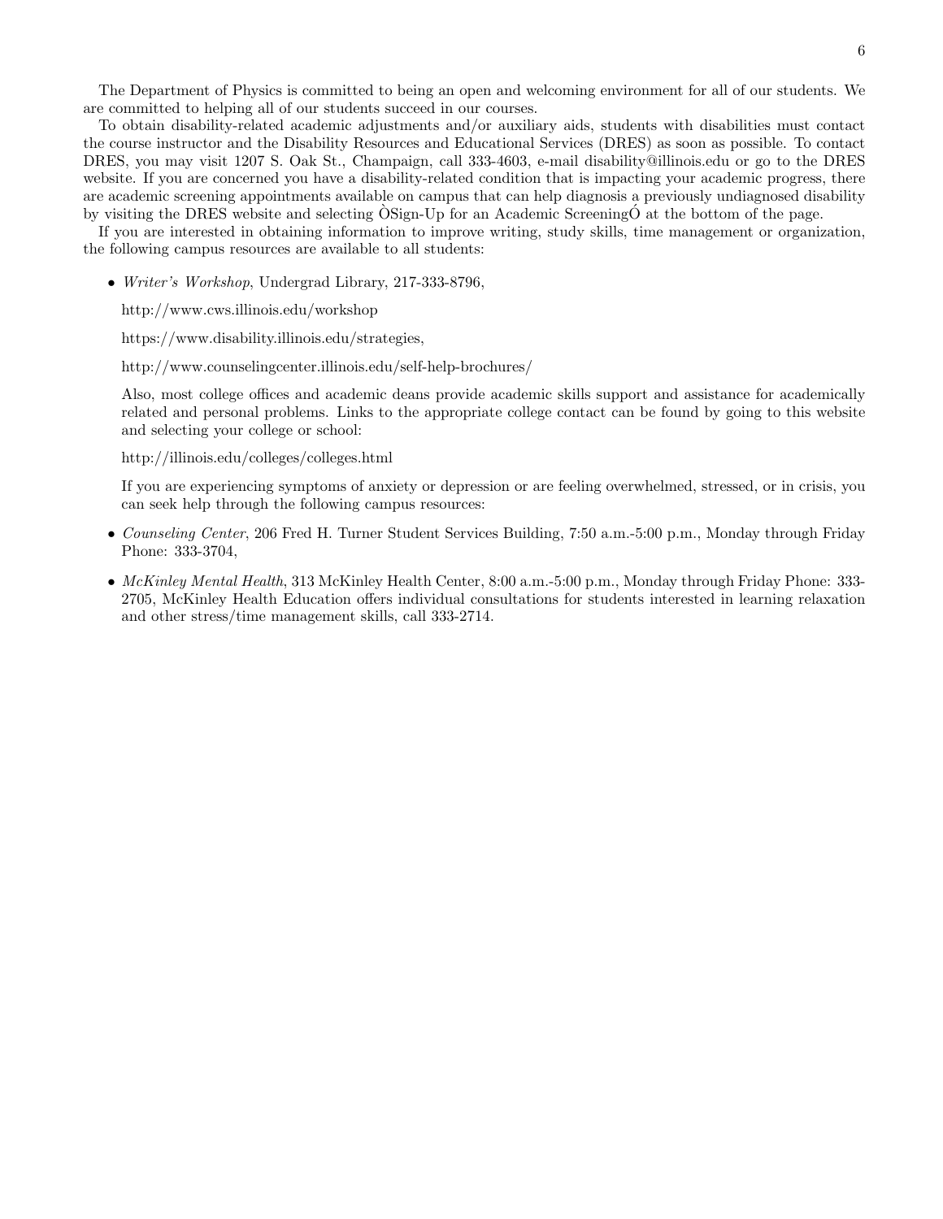The Department of Physics is committed to being an open and welcoming environment for all of our students. We are committed to helping all of our students succeed in our courses.

To obtain disability-related academic adjustments and/or auxiliary aids, students with disabilities must contact the course instructor and the Disability Resources and Educational Services (DRES) as soon as possible. To contact DRES, you may visit 1207 S. Oak St., Champaign, call 333-4603, e-mail disability@illinois.edu or go to the DRES website. If you are concerned you have a disability-related condition that is impacting your academic progress, there are academic screening appointments available on campus that can help diagnosis a previously undiagnosed disability by visiting the DRES website and selecting ÒSign-Up for an Academic ScreeningÓ at the bottom of the page.

If you are interested in obtaining information to improve writing, study skills, time management or organization, the following campus resources are available to all students:

- *Writer's Workshop*, Undergrad Library, 217-333-8796,

  http://www.cws.illinois.edu/workshop

  https://www.disability.illinois.edu/strategies,

  http://www.counselingcenter.illinois.edu/self-help-brochures/

  Also, most college offices and academic deans provide academic skills support and assistance for academically related and personal problems. Links to the appropriate college contact can be found by going to this website and selecting your college or school:

  http://illinois.edu/colleges/colleges.html

  If you are experiencing symptoms of anxiety or depression or are feeling overwhelmed, stressed, or in crisis, you can seek help through the following campus resources:

- *Counseling Center*, 206 Fred H. Turner Student Services Building, 7:50 a.m.-5:00 p.m., Monday through Friday Phone: 333-3704,

- *McKinley Mental Health*, 313 McKinley Health Center, 8:00 a.m.-5:00 p.m., Monday through Friday Phone: 333-2705, McKinley Health Education offers individual consultations for students interested in learning relaxation and other stress/time management skills, call 333-2714.